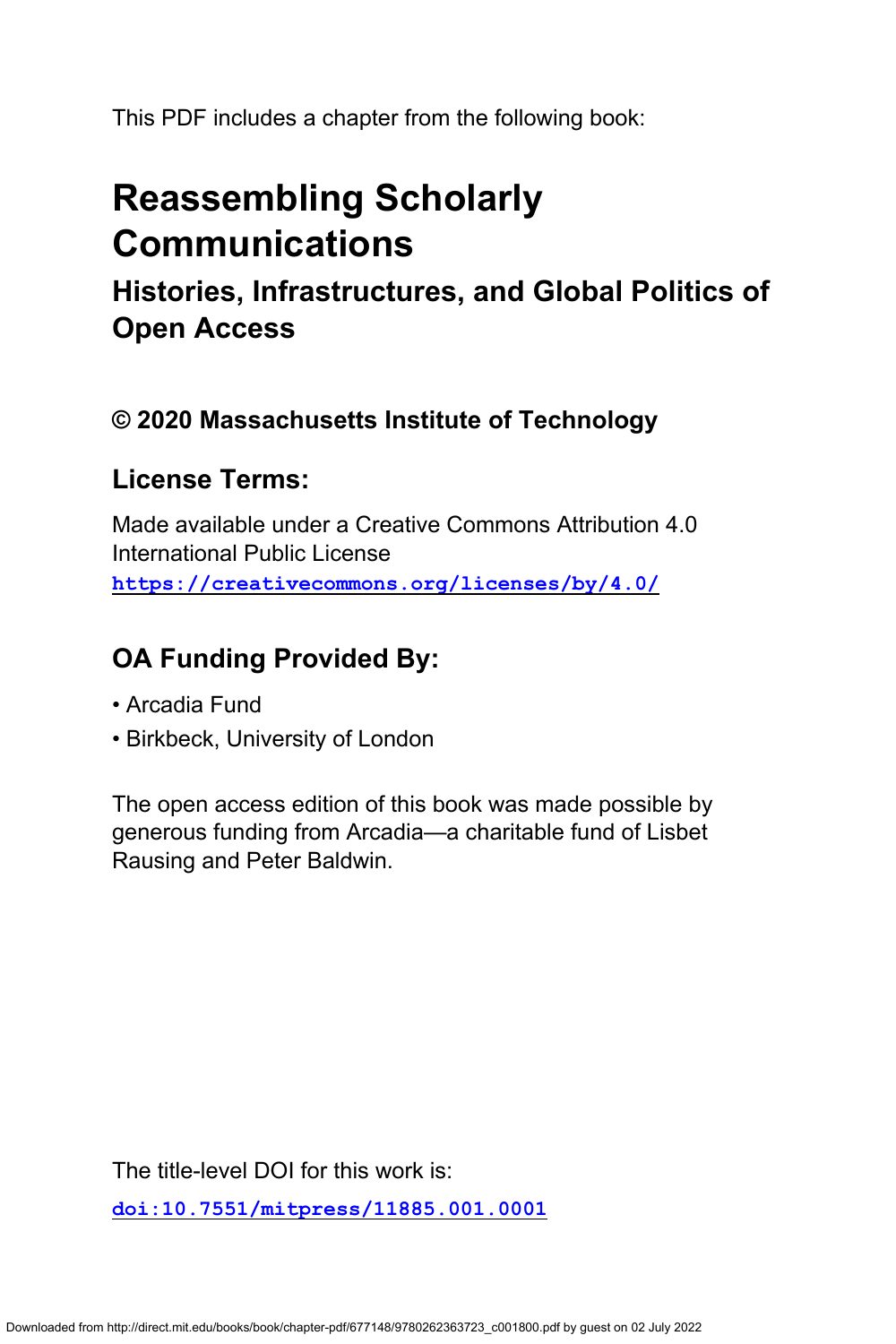This PDF includes a chapter from the following book:

# Reassembling Scholarly Communications

## Histories, Infrastructures, and Global Politics of Open Access

### © 2020 Massachusetts Institute of Technology

### License Terms:

Made available under a Creative Commons Attribution 4.0 International Public License
https://creativecommons.org/licenses/by/4.0/

### OA Funding Provided By:

- Arcadia Fund
- Birkbeck, University of London

The open access edition of this book was made possible by generous funding from Arcadia—a charitable fund of Lisbet Rausing and Peter Baldwin.

The title-level DOI for this work is:

doi:10.7551/mitpress/11885.001.0001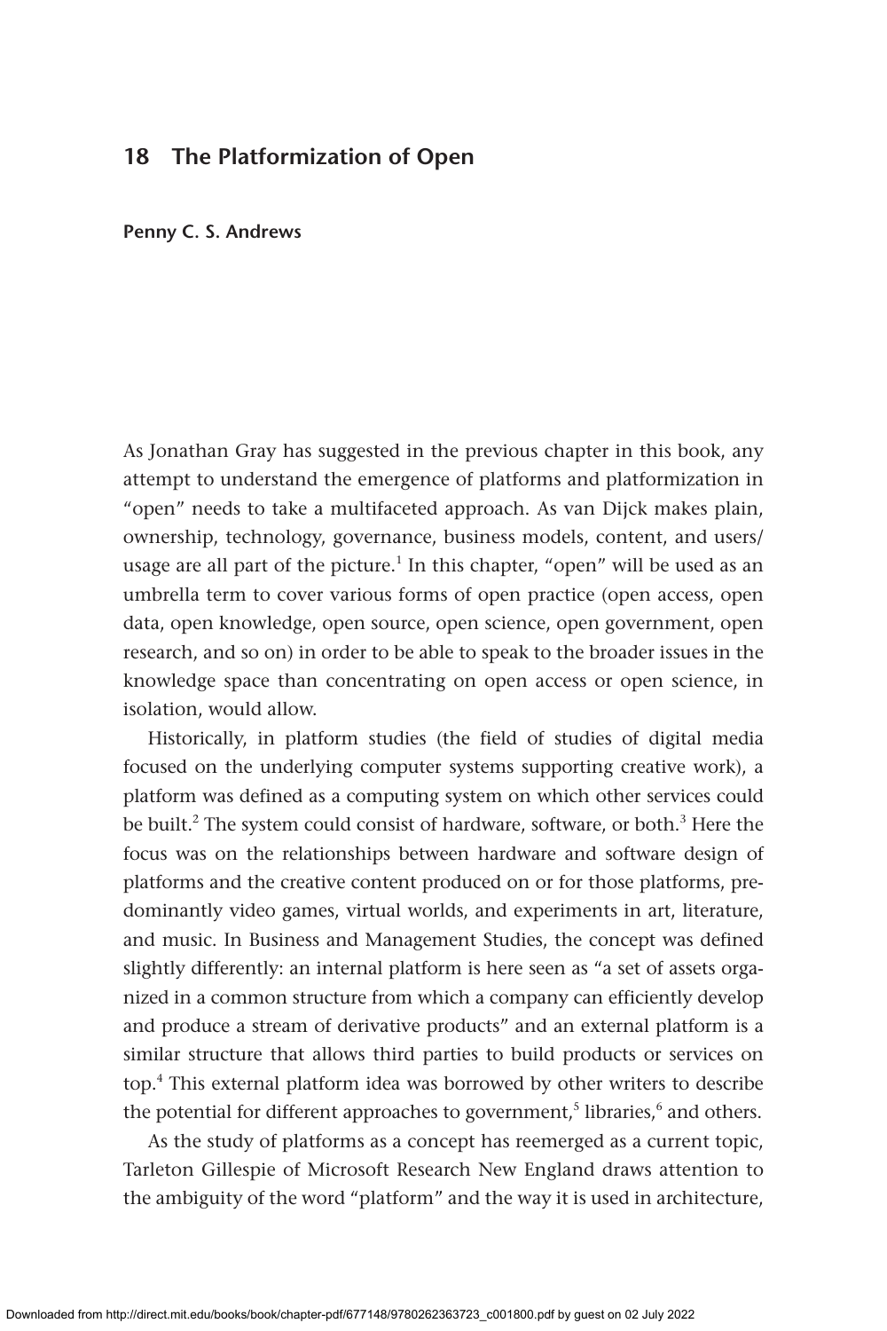# 18 The Platformization of Open

**Penny C. S. Andrews**

As Jonathan Gray has suggested in the previous chapter in this book, any attempt to understand the emergence of platforms and platformization in "open" needs to take a multifaceted approach. As van Dijck makes plain, ownership, technology, governance, business models, content, and users/usage are all part of the picture.[1] In this chapter, "open" will be used as an umbrella term to cover various forms of open practice (open access, open data, open knowledge, open source, open science, open government, open research, and so on) in order to be able to speak to the broader issues in the knowledge space than concentrating on open access or open science, in isolation, would allow.

Historically, in platform studies (the field of studies of digital media focused on the underlying computer systems supporting creative work), a platform was defined as a computing system on which other services could be built.[2] The system could consist of hardware, software, or both.[3] Here the focus was on the relationships between hardware and software design of platforms and the creative content produced on or for those platforms, predominantly video games, virtual worlds, and experiments in art, literature, and music. In Business and Management Studies, the concept was defined slightly differently: an internal platform is here seen as "a set of assets organized in a common structure from which a company can efficiently develop and produce a stream of derivative products" and an external platform is a similar structure that allows third parties to build products or services on top.[4] This external platform idea was borrowed by other writers to describe the potential for different approaches to government,[5] libraries,[6] and others.

As the study of platforms as a concept has reemerged as a current topic, Tarleton Gillespie of Microsoft Research New England draws attention to the ambiguity of the word "platform" and the way it is used in architecture,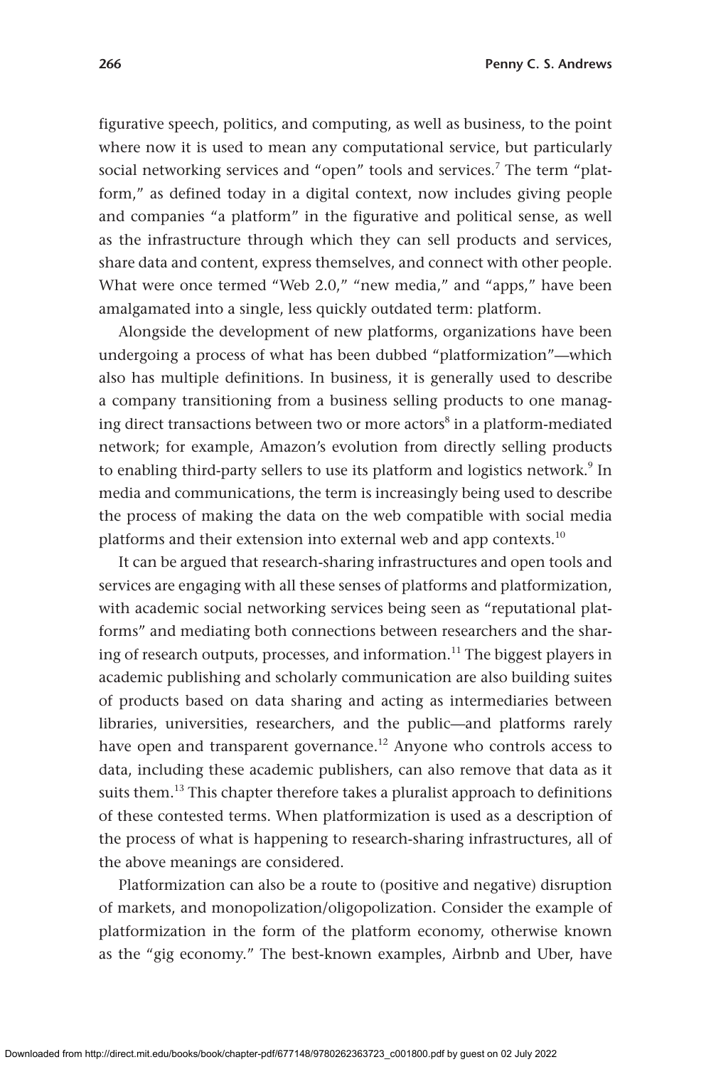figurative speech, politics, and computing, as well as business, to the point where now it is used to mean any computational service, but particularly social networking services and "open" tools and services.[7] The term "platform," as defined today in a digital context, now includes giving people and companies "a platform" in the figurative and political sense, as well as the infrastructure through which they can sell products and services, share data and content, express themselves, and connect with other people. What were once termed "Web 2.0," "new media," and "apps," have been amalgamated into a single, less quickly outdated term: platform.

Alongside the development of new platforms, organizations have been undergoing a process of what has been dubbed "platformization"—which also has multiple definitions. In business, it is generally used to describe a company transitioning from a business selling products to one managing direct transactions between two or more actors[8] in a platform-mediated network; for example, Amazon's evolution from directly selling products to enabling third-party sellers to use its platform and logistics network.[9] In media and communications, the term is increasingly being used to describe the process of making the data on the web compatible with social media platforms and their extension into external web and app contexts.[10]

It can be argued that research-sharing infrastructures and open tools and services are engaging with all these senses of platforms and platformization, with academic social networking services being seen as "reputational platforms" and mediating both connections between researchers and the sharing of research outputs, processes, and information.[11] The biggest players in academic publishing and scholarly communication are also building suites of products based on data sharing and acting as intermediaries between libraries, universities, researchers, and the public—and platforms rarely have open and transparent governance.[12] Anyone who controls access to data, including these academic publishers, can also remove that data as it suits them.[13] This chapter therefore takes a pluralist approach to definitions of these contested terms. When platformization is used as a description of the process of what is happening to research-sharing infrastructures, all of the above meanings are considered.

Platformization can also be a route to (positive and negative) disruption of markets, and monopolization/oligopolization. Consider the example of platformization in the form of the platform economy, otherwise known as the "gig economy." The best-known examples, Airbnb and Uber, have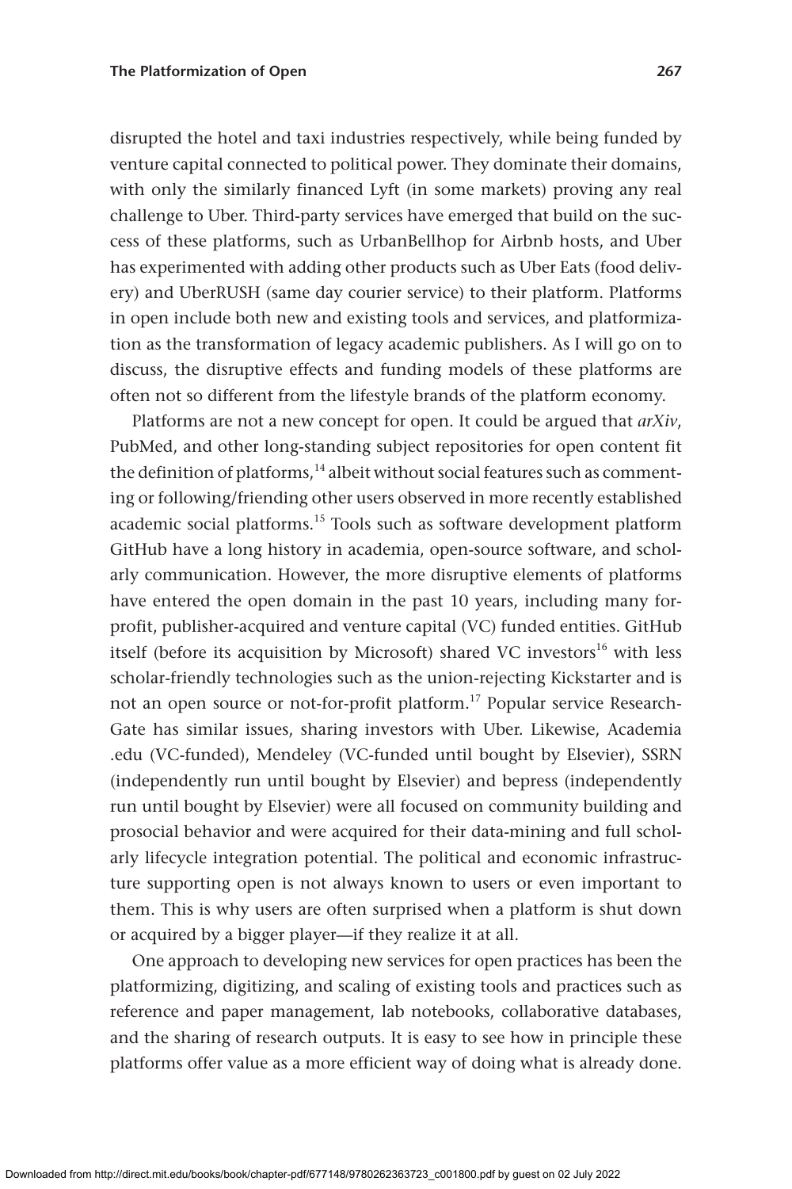disrupted the hotel and taxi industries respectively, while being funded by venture capital connected to political power. They dominate their domains, with only the similarly financed Lyft (in some markets) proving any real challenge to Uber. Third-party services have emerged that build on the success of these platforms, such as UrbanBellhop for Airbnb hosts, and Uber has experimented with adding other products such as Uber Eats (food delivery) and UberRUSH (same day courier service) to their platform. Platforms in open include both new and existing tools and services, and platformization as the transformation of legacy academic publishers. As I will go on to discuss, the disruptive effects and funding models of these platforms are often not so different from the lifestyle brands of the platform economy.

Platforms are not a new concept for open. It could be argued that *arXiv*, PubMed, and other long-standing subject repositories for open content fit the definition of platforms,[14] albeit without social features such as commenting or following/friending other users observed in more recently established academic social platforms.[15] Tools such as software development platform GitHub have a long history in academia, open-source software, and scholarly communication. However, the more disruptive elements of platforms have entered the open domain in the past 10 years, including many for-profit, publisher-acquired and venture capital (VC) funded entities. GitHub itself (before its acquisition by Microsoft) shared VC investors[16] with less scholar-friendly technologies such as the union-rejecting Kickstarter and is not an open source or not-for-profit platform.[17] Popular service ResearchGate has similar issues, sharing investors with Uber. Likewise, Academia.edu (VC-funded), Mendeley (VC-funded until bought by Elsevier), SSRN (independently run until bought by Elsevier) and bepress (independently run until bought by Elsevier) were all focused on community building and prosocial behavior and were acquired for their data-mining and full scholarly lifecycle integration potential. The political and economic infrastructure supporting open is not always known to users or even important to them. This is why users are often surprised when a platform is shut down or acquired by a bigger player—if they realize it at all.

One approach to developing new services for open practices has been the platformizing, digitizing, and scaling of existing tools and practices such as reference and paper management, lab notebooks, collaborative databases, and the sharing of research outputs. It is easy to see how in principle these platforms offer value as a more efficient way of doing what is already done.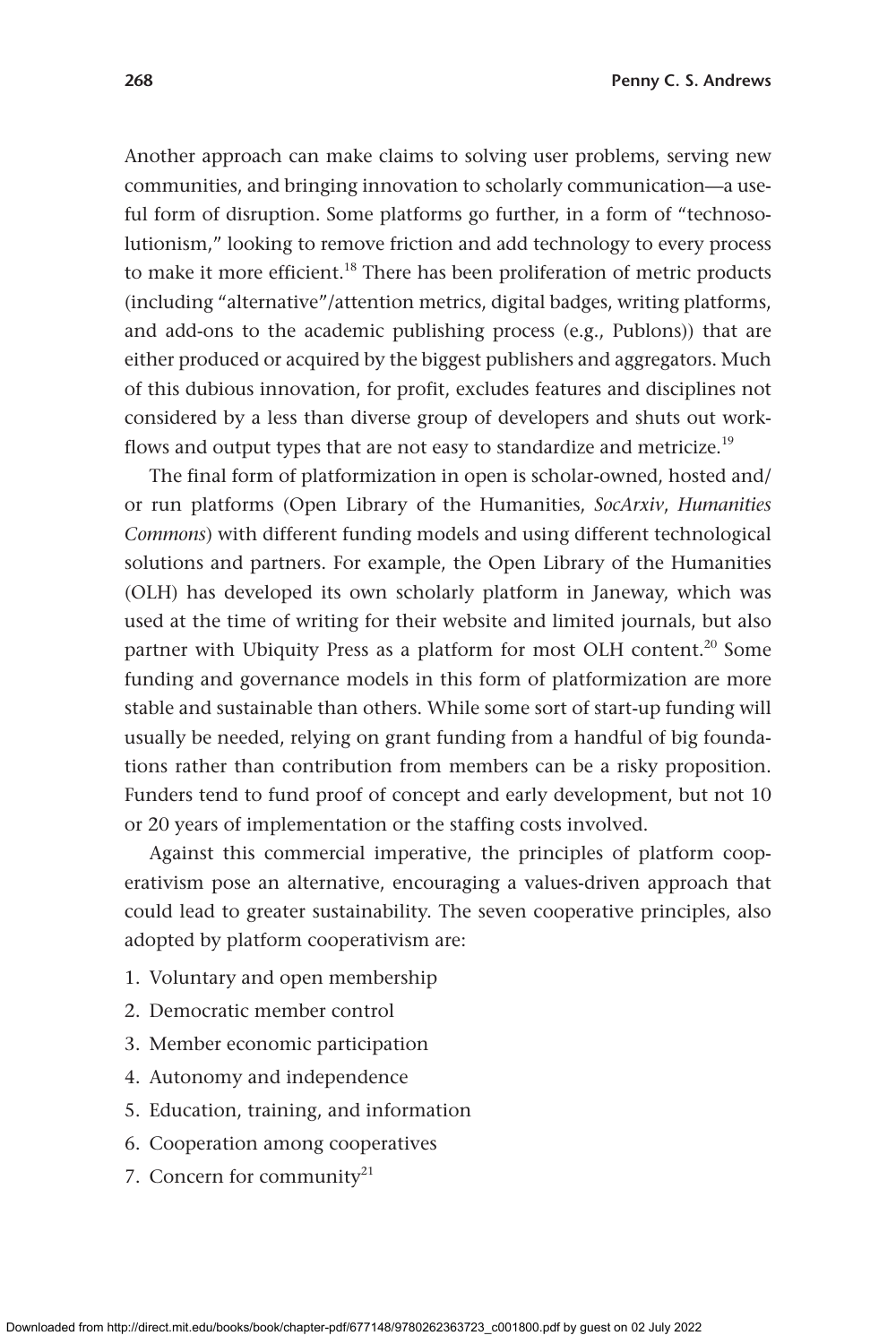Another approach can make claims to solving user problems, serving new communities, and bringing innovation to scholarly communication—a useful form of disruption. Some platforms go further, in a form of "technosolutionism," looking to remove friction and add technology to every process to make it more efficient.[18] There has been proliferation of metric products (including "alternative"/attention metrics, digital badges, writing platforms, and add-ons to the academic publishing process (e.g., Publons)) that are either produced or acquired by the biggest publishers and aggregators. Much of this dubious innovation, for profit, excludes features and disciplines not considered by a less than diverse group of developers and shuts out workflows and output types that are not easy to standardize and metricize.[19]

The final form of platformization in open is scholar-owned, hosted and/or run platforms (Open Library of the Humanities, *SocArxiv*, *Humanities Commons*) with different funding models and using different technological solutions and partners. For example, the Open Library of the Humanities (OLH) has developed its own scholarly platform in Janeway, which was used at the time of writing for their website and limited journals, but also partner with Ubiquity Press as a platform for most OLH content.[20] Some funding and governance models in this form of platformization are more stable and sustainable than others. While some sort of start-up funding will usually be needed, relying on grant funding from a handful of big foundations rather than contribution from members can be a risky proposition. Funders tend to fund proof of concept and early development, but not 10 or 20 years of implementation or the staffing costs involved.

Against this commercial imperative, the principles of platform cooperativism pose an alternative, encouraging a values-driven approach that could lead to greater sustainability. The seven cooperative principles, also adopted by platform cooperativism are:

1. Voluntary and open membership
2. Democratic member control
3. Member economic participation
4. Autonomy and independence
5. Education, training, and information
6. Cooperation among cooperatives
7. Concern for community[21]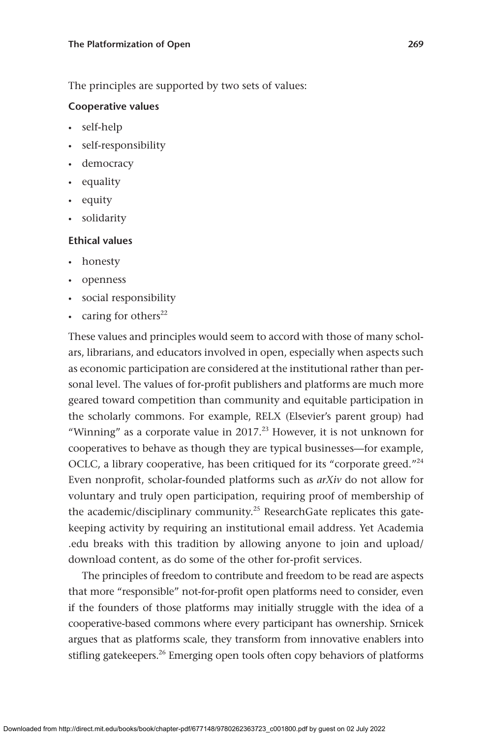The principles are supported by two sets of values:

**Cooperative values**

- self-help
- self-responsibility
- democracy
- equality
- equity
- solidarity

**Ethical values**

- honesty
- openness
- social responsibility
- caring for others[22]

These values and principles would seem to accord with those of many scholars, librarians, and educators involved in open, especially when aspects such as economic participation are considered at the institutional rather than personal level. The values of for-profit publishers and platforms are much more geared toward competition than community and equitable participation in the scholarly commons. For example, RELX (Elsevier's parent group) had "Winning" as a corporate value in 2017.[23] However, it is not unknown for cooperatives to behave as though they are typical businesses—for example, OCLC, a library cooperative, has been critiqued for its "corporate greed."[24] Even nonprofit, scholar-founded platforms such as *arXiv* do not allow for voluntary and truly open participation, requiring proof of membership of the academic/disciplinary community.[25] ResearchGate replicates this gatekeeping activity by requiring an institutional email address. Yet Academia .edu breaks with this tradition by allowing anyone to join and upload/download content, as do some of the other for-profit services.

The principles of freedom to contribute and freedom to be read are aspects that more "responsible" not-for-profit open platforms need to consider, even if the founders of those platforms may initially struggle with the idea of a cooperative-based commons where every participant has ownership. Srnicek argues that as platforms scale, they transform from innovative enablers into stifling gatekeepers.[26] Emerging open tools often copy behaviors of platforms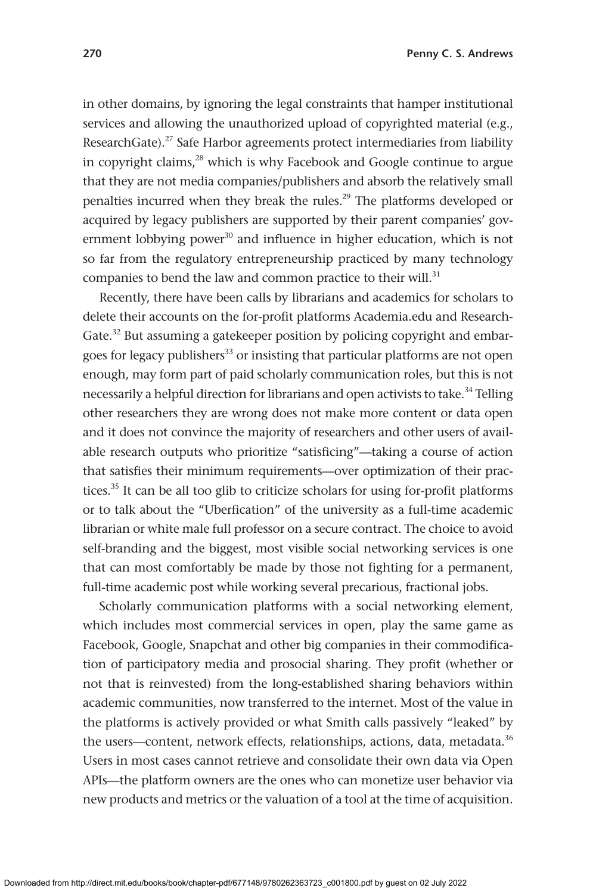in other domains, by ignoring the legal constraints that hamper institutional services and allowing the unauthorized upload of copyrighted material (e.g., ResearchGate).[27] Safe Harbor agreements protect intermediaries from liability in copyright claims,[28] which is why Facebook and Google continue to argue that they are not media companies/publishers and absorb the relatively small penalties incurred when they break the rules.[29] The platforms developed or acquired by legacy publishers are supported by their parent companies' government lobbying power[30] and influence in higher education, which is not so far from the regulatory entrepreneurship practiced by many technology companies to bend the law and common practice to their will.[31]

Recently, there have been calls by librarians and academics for scholars to delete their accounts on the for-profit platforms Academia.edu and ResearchGate.[32] But assuming a gatekeeper position by policing copyright and embargoes for legacy publishers[33] or insisting that particular platforms are not open enough, may form part of paid scholarly communication roles, but this is not necessarily a helpful direction for librarians and open activists to take.[34] Telling other researchers they are wrong does not make more content or data open and it does not convince the majority of researchers and other users of available research outputs who prioritize "satisficing"—taking a course of action that satisfies their minimum requirements—over optimization of their practices.[35] It can be all too glib to criticize scholars for using for-profit platforms or to talk about the "Uberfication" of the university as a full-time academic librarian or white male full professor on a secure contract. The choice to avoid self-branding and the biggest, most visible social networking services is one that can most comfortably be made by those not fighting for a permanent, full-time academic post while working several precarious, fractional jobs.

Scholarly communication platforms with a social networking element, which includes most commercial services in open, play the same game as Facebook, Google, Snapchat and other big companies in their commodification of participatory media and prosocial sharing. They profit (whether or not that is reinvested) from the long-established sharing behaviors within academic communities, now transferred to the internet. Most of the value in the platforms is actively provided or what Smith calls passively "leaked" by the users—content, network effects, relationships, actions, data, metadata.[36] Users in most cases cannot retrieve and consolidate their own data via Open APIs—the platform owners are the ones who can monetize user behavior via new products and metrics or the valuation of a tool at the time of acquisition.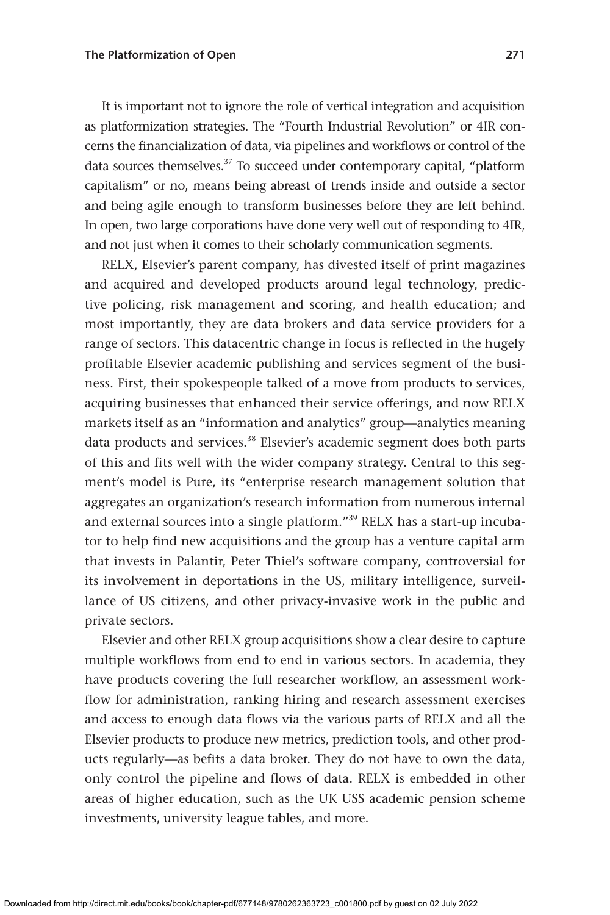It is important not to ignore the role of vertical integration and acquisition as platformization strategies. The "Fourth Industrial Revolution" or 4IR concerns the financialization of data, via pipelines and workflows or control of the data sources themselves.[37] To succeed under contemporary capital, "platform capitalism" or no, means being abreast of trends inside and outside a sector and being agile enough to transform businesses before they are left behind. In open, two large corporations have done very well out of responding to 4IR, and not just when it comes to their scholarly communication segments.

RELX, Elsevier's parent company, has divested itself of print magazines and acquired and developed products around legal technology, predictive policing, risk management and scoring, and health education; and most importantly, they are data brokers and data service providers for a range of sectors. This datacentric change in focus is reflected in the hugely profitable Elsevier academic publishing and services segment of the business. First, their spokespeople talked of a move from products to services, acquiring businesses that enhanced their service offerings, and now RELX markets itself as an "information and analytics" group—analytics meaning data products and services.[38] Elsevier's academic segment does both parts of this and fits well with the wider company strategy. Central to this segment's model is Pure, its "enterprise research management solution that aggregates an organization's research information from numerous internal and external sources into a single platform."[39] RELX has a start-up incubator to help find new acquisitions and the group has a venture capital arm that invests in Palantir, Peter Thiel's software company, controversial for its involvement in deportations in the US, military intelligence, surveillance of US citizens, and other privacy-invasive work in the public and private sectors.

Elsevier and other RELX group acquisitions show a clear desire to capture multiple workflows from end to end in various sectors. In academia, they have products covering the full researcher workflow, an assessment workflow for administration, ranking hiring and research assessment exercises and access to enough data flows via the various parts of RELX and all the Elsevier products to produce new metrics, prediction tools, and other products regularly—as befits a data broker. They do not have to own the data, only control the pipeline and flows of data. RELX is embedded in other areas of higher education, such as the UK USS academic pension scheme investments, university league tables, and more.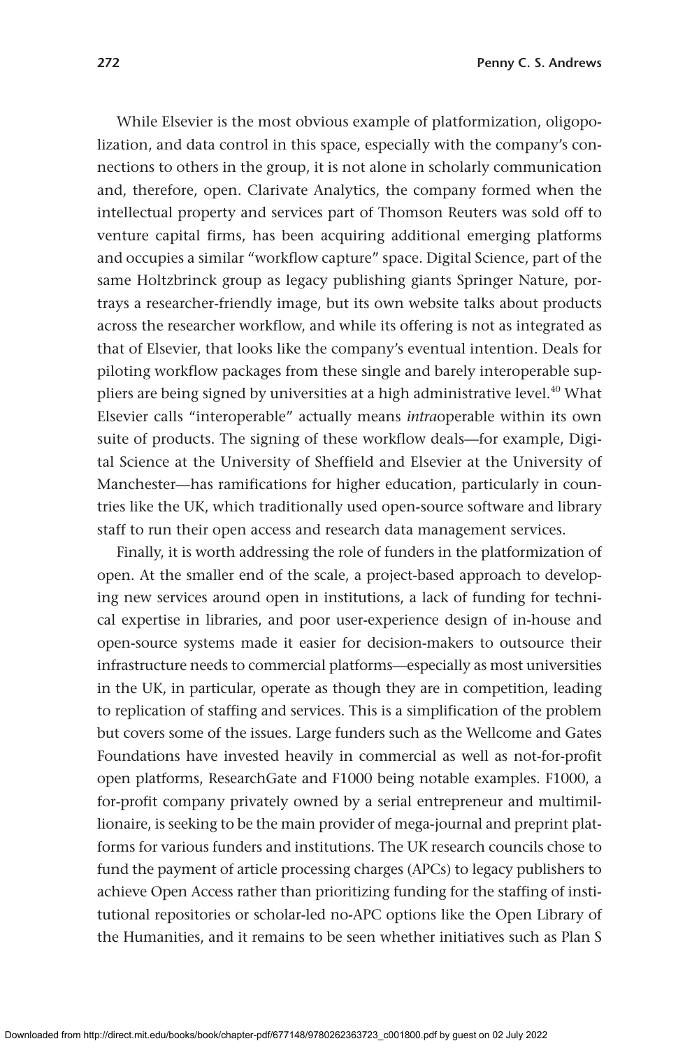While Elsevier is the most obvious example of platformization, oligopolization, and data control in this space, especially with the company's connections to others in the group, it is not alone in scholarly communication and, therefore, open. Clarivate Analytics, the company formed when the intellectual property and services part of Thomson Reuters was sold off to venture capital firms, has been acquiring additional emerging platforms and occupies a similar "workflow capture" space. Digital Science, part of the same Holtzbrinck group as legacy publishing giants Springer Nature, portrays a researcher-friendly image, but its own website talks about products across the researcher workflow, and while its offering is not as integrated as that of Elsevier, that looks like the company's eventual intention. Deals for piloting workflow packages from these single and barely interoperable suppliers are being signed by universities at a high administrative level.[40] What Elsevier calls "interoperable" actually means *intra*operable within its own suite of products. The signing of these workflow deals—for example, Digital Science at the University of Sheffield and Elsevier at the University of Manchester—has ramifications for higher education, particularly in countries like the UK, which traditionally used open-source software and library staff to run their open access and research data management services.

Finally, it is worth addressing the role of funders in the platformization of open. At the smaller end of the scale, a project-based approach to developing new services around open in institutions, a lack of funding for technical expertise in libraries, and poor user-experience design of in-house and open-source systems made it easier for decision-makers to outsource their infrastructure needs to commercial platforms—especially as most universities in the UK, in particular, operate as though they are in competition, leading to replication of staffing and services. This is a simplification of the problem but covers some of the issues. Large funders such as the Wellcome and Gates Foundations have invested heavily in commercial as well as not-for-profit open platforms, ResearchGate and F1000 being notable examples. F1000, a for-profit company privately owned by a serial entrepreneur and multimillionaire, is seeking to be the main provider of mega-journal and preprint platforms for various funders and institutions. The UK research councils chose to fund the payment of article processing charges (APCs) to legacy publishers to achieve Open Access rather than prioritizing funding for the staffing of institutional repositories or scholar-led no-APC options like the Open Library of the Humanities, and it remains to be seen whether initiatives such as Plan S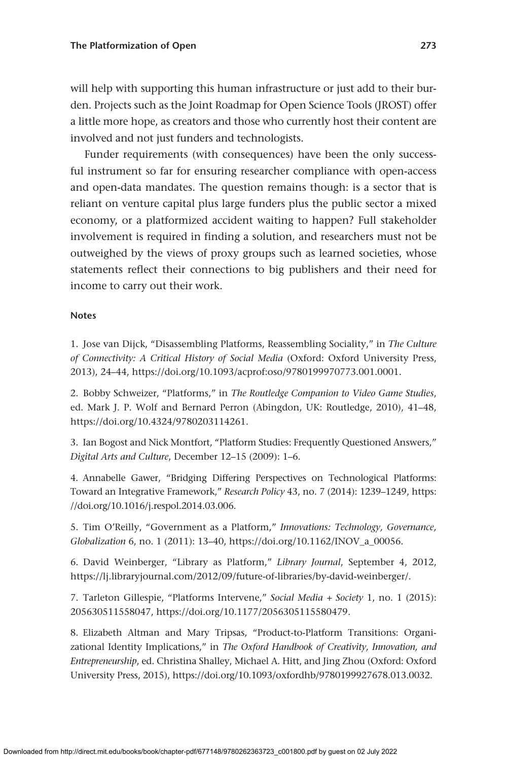will help with supporting this human infrastructure or just add to their burden. Projects such as the Joint Roadmap for Open Science Tools (JROST) offer a little more hope, as creators and those who currently host their content are involved and not just funders and technologists.

Funder requirements (with consequences) have been the only successful instrument so far for ensuring researcher compliance with open-access and open-data mandates. The question remains though: is a sector that is reliant on venture capital plus large funders plus the public sector a mixed economy, or a platformized accident waiting to happen? Full stakeholder involvement is required in finding a solution, and researchers must not be outweighed by the views of proxy groups such as learned societies, whose statements reflect their connections to big publishers and their need for income to carry out their work.

#### Notes

1. Jose van Dijck, "Disassembling Platforms, Reassembling Sociality," in *The Culture of Connectivity: A Critical History of Social Media* (Oxford: Oxford University Press, 2013), 24–44, https://doi.org/10.1093/acprof:oso/9780199970773.001.0001.

2. Bobby Schweizer, "Platforms," in *The Routledge Companion to Video Game Studies*, ed. Mark J. P. Wolf and Bernard Perron (Abingdon, UK: Routledge, 2010), 41–48, https://doi.org/10.4324/9780203114261.

3. Ian Bogost and Nick Montfort, "Platform Studies: Frequently Questioned Answers," *Digital Arts and Culture*, December 12–15 (2009): 1–6.

4. Annabelle Gawer, "Bridging Differing Perspectives on Technological Platforms: Toward an Integrative Framework," *Research Policy* 43, no. 7 (2014): 1239–1249, https://doi.org/10.1016/j.respol.2014.03.006.

5. Tim O'Reilly, "Government as a Platform," *Innovations: Technology, Governance, Globalization* 6, no. 1 (2011): 13–40, https://doi.org/10.1162/INOV_a_00056.

6. David Weinberger, "Library as Platform," *Library Journal*, September 4, 2012, https://lj.libraryjournal.com/2012/09/future-of-libraries/by-david-weinberger/.

7. Tarleton Gillespie, "Platforms Intervene," *Social Media + Society* 1, no. 1 (2015): 205630511558047, https://doi.org/10.1177/2056305115580479.

8. Elizabeth Altman and Mary Tripsas, "Product-to-Platform Transitions: Organizational Identity Implications," in *The Oxford Handbook of Creativity, Innovation, and Entrepreneurship*, ed. Christina Shalley, Michael A. Hitt, and Jing Zhou (Oxford: Oxford University Press, 2015), https://doi.org/10.1093/oxfordhb/9780199927678.013.0032.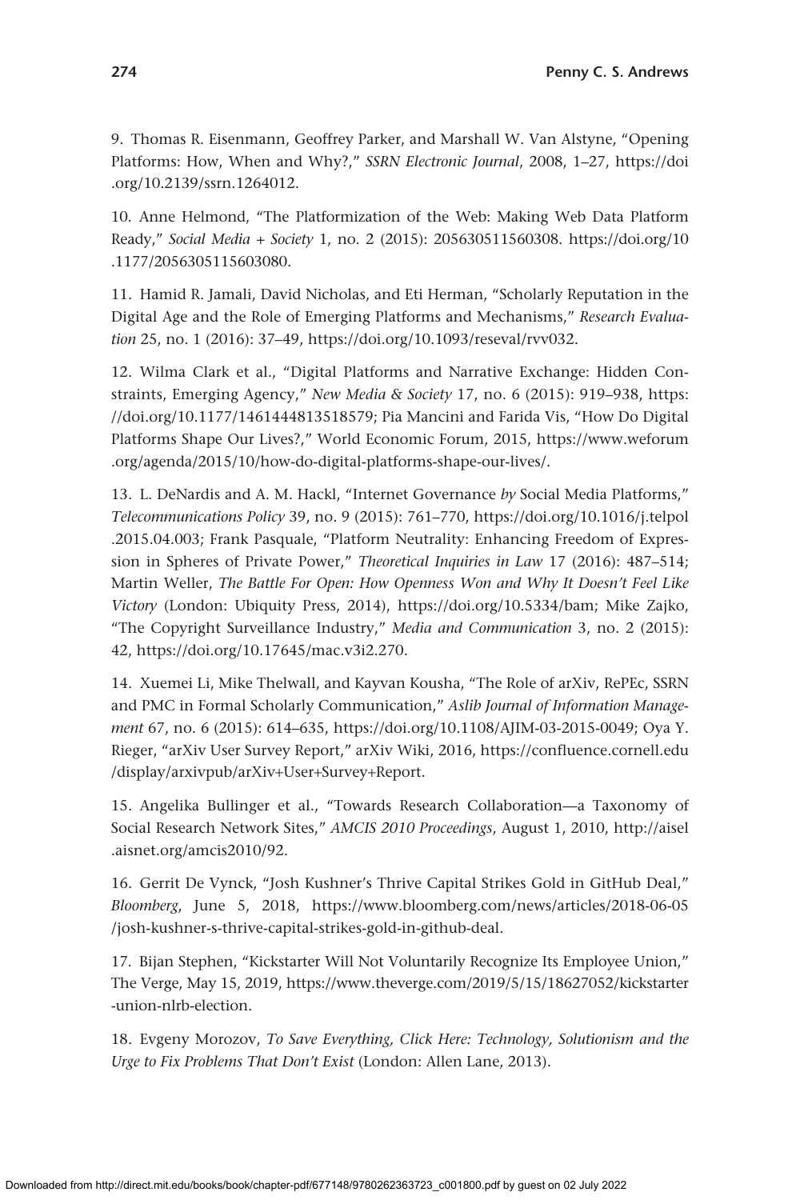9. Thomas R. Eisenmann, Geoffrey Parker, and Marshall W. Van Alstyne, "Opening Platforms: How, When and Why?," *SSRN Electronic Journal*, 2008, 1–27, https://doi.org/10.2139/ssrn.1264012.

10. Anne Helmond, "The Platformization of the Web: Making Web Data Platform Ready," *Social Media + Society* 1, no. 2 (2015): 205630511560308. https://doi.org/10.1177/2056305115603080.

11. Hamid R. Jamali, David Nicholas, and Eti Herman, "Scholarly Reputation in the Digital Age and the Role of Emerging Platforms and Mechanisms," *Research Evaluation* 25, no. 1 (2016): 37–49, https://doi.org/10.1093/reseval/rvv032.

12. Wilma Clark et al., "Digital Platforms and Narrative Exchange: Hidden Constraints, Emerging Agency," *New Media & Society* 17, no. 6 (2015): 919–938, https://doi.org/10.1177/1461444813518579; Pia Mancini and Farida Vis, "How Do Digital Platforms Shape Our Lives?," World Economic Forum, 2015, https://www.weforum.org/agenda/2015/10/how-do-digital-platforms-shape-our-lives/.

13. L. DeNardis and A. M. Hackl, "Internet Governance *by* Social Media Platforms," *Telecommunications Policy* 39, no. 9 (2015): 761–770, https://doi.org/10.1016/j.telpol.2015.04.003; Frank Pasquale, "Platform Neutrality: Enhancing Freedom of Expression in Spheres of Private Power," *Theoretical Inquiries in Law* 17 (2016): 487–514; Martin Weller, *The Battle For Open: How Openness Won and Why It Doesn't Feel Like Victory* (London: Ubiquity Press, 2014), https://doi.org/10.5334/bam; Mike Zajko, "The Copyright Surveillance Industry," *Media and Communication* 3, no. 2 (2015): 42, https://doi.org/10.17645/mac.v3i2.270.

14. Xuemei Li, Mike Thelwall, and Kayvan Kousha, "The Role of arXiv, RePEc, SSRN and PMC in Formal Scholarly Communication," *Aslib Journal of Information Management* 67, no. 6 (2015): 614–635, https://doi.org/10.1108/AJIM-03-2015-0049; Oya Y. Rieger, "arXiv User Survey Report," arXiv Wiki, 2016, https://confluence.cornell.edu/display/arxivpub/arXiv+User+Survey+Report.

15. Angelika Bullinger et al., "Towards Research Collaboration—a Taxonomy of Social Research Network Sites," *AMCIS 2010 Proceedings*, August 1, 2010, http://aisel.aisnet.org/amcis2010/92.

16. Gerrit De Vynck, "Josh Kushner's Thrive Capital Strikes Gold in GitHub Deal," *Bloomberg*, June 5, 2018, https://www.bloomberg.com/news/articles/2018-06-05/josh-kushner-s-thrive-capital-strikes-gold-in-github-deal.

17. Bijan Stephen, "Kickstarter Will Not Voluntarily Recognize Its Employee Union," The Verge, May 15, 2019, https://www.theverge.com/2019/5/15/18627052/kickstarter-union-nlrb-election.

18. Evgeny Morozov, *To Save Everything, Click Here: Technology, Solutionism and the Urge to Fix Problems That Don't Exist* (London: Allen Lane, 2013).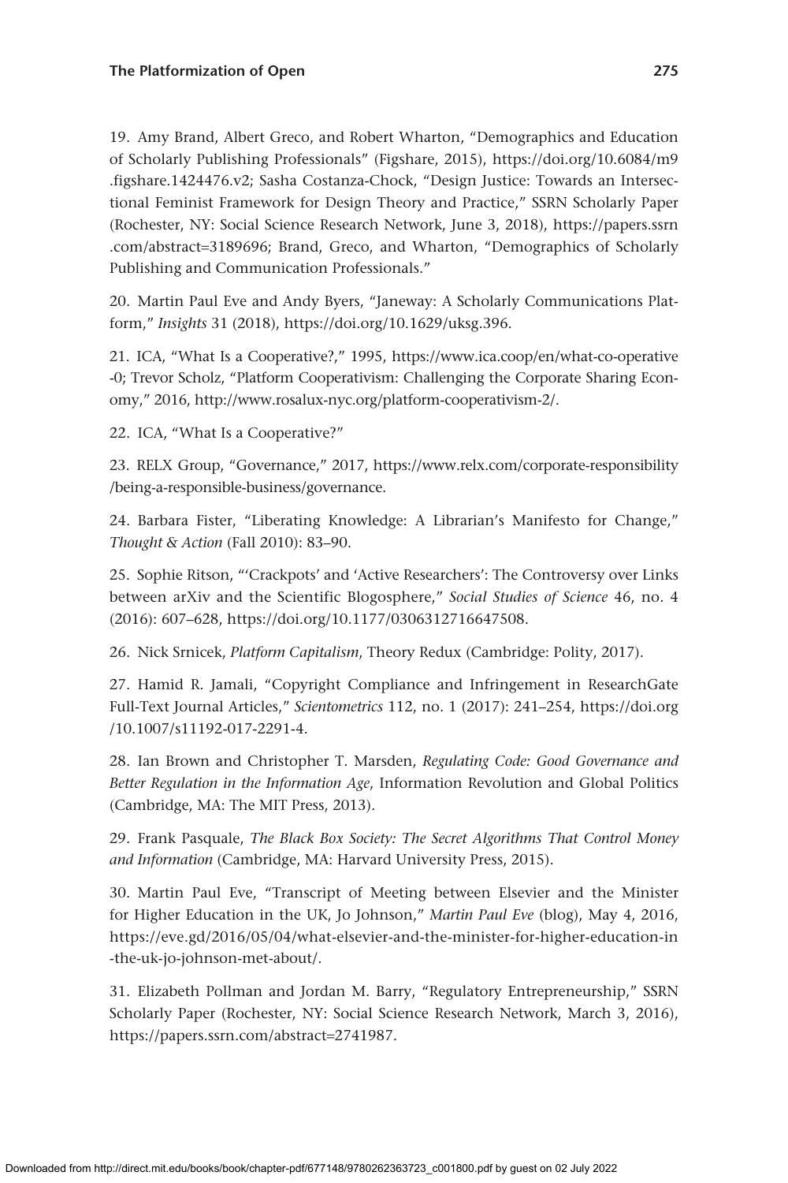19. Amy Brand, Albert Greco, and Robert Wharton, "Demographics and Education of Scholarly Publishing Professionals" (Figshare, 2015), https://doi.org/10.6084/m9.figshare.1424476.v2; Sasha Costanza-Chock, "Design Justice: Towards an Intersectional Feminist Framework for Design Theory and Practice," SSRN Scholarly Paper (Rochester, NY: Social Science Research Network, June 3, 2018), https://papers.ssrn.com/abstract=3189696; Brand, Greco, and Wharton, "Demographics of Scholarly Publishing and Communication Professionals."

20. Martin Paul Eve and Andy Byers, "Janeway: A Scholarly Communications Platform," *Insights* 31 (2018), https://doi.org/10.1629/uksg.396.

21. ICA, "What Is a Cooperative?," 1995, https://www.ica.coop/en/what-co-operative-0; Trevor Scholz, "Platform Cooperativism: Challenging the Corporate Sharing Economy," 2016, http://www.rosalux-nyc.org/platform-cooperativism-2/.

22. ICA, "What Is a Cooperative?"

23. RELX Group, "Governance," 2017, https://www.relx.com/corporate-responsibility/being-a-responsible-business/governance.

24. Barbara Fister, "Liberating Knowledge: A Librarian's Manifesto for Change," *Thought & Action* (Fall 2010): 83–90.

25. Sophie Ritson, "'Crackpots' and 'Active Researchers': The Controversy over Links between arXiv and the Scientific Blogosphere," *Social Studies of Science* 46, no. 4 (2016): 607–628, https://doi.org/10.1177/0306312716647508.

26. Nick Srnicek, *Platform Capitalism*, Theory Redux (Cambridge: Polity, 2017).

27. Hamid R. Jamali, "Copyright Compliance and Infringement in ResearchGate Full-Text Journal Articles," *Scientometrics* 112, no. 1 (2017): 241–254, https://doi.org/10.1007/s11192-017-2291-4.

28. Ian Brown and Christopher T. Marsden, *Regulating Code: Good Governance and Better Regulation in the Information Age*, Information Revolution and Global Politics (Cambridge, MA: The MIT Press, 2013).

29. Frank Pasquale, *The Black Box Society: The Secret Algorithms That Control Money and Information* (Cambridge, MA: Harvard University Press, 2015).

30. Martin Paul Eve, "Transcript of Meeting between Elsevier and the Minister for Higher Education in the UK, Jo Johnson," *Martin Paul Eve* (blog), May 4, 2016, https://eve.gd/2016/05/04/what-elsevier-and-the-minister-for-higher-education-in-the-uk-jo-johnson-met-about/.

31. Elizabeth Pollman and Jordan M. Barry, "Regulatory Entrepreneurship," SSRN Scholarly Paper (Rochester, NY: Social Science Research Network, March 3, 2016), https://papers.ssrn.com/abstract=2741987.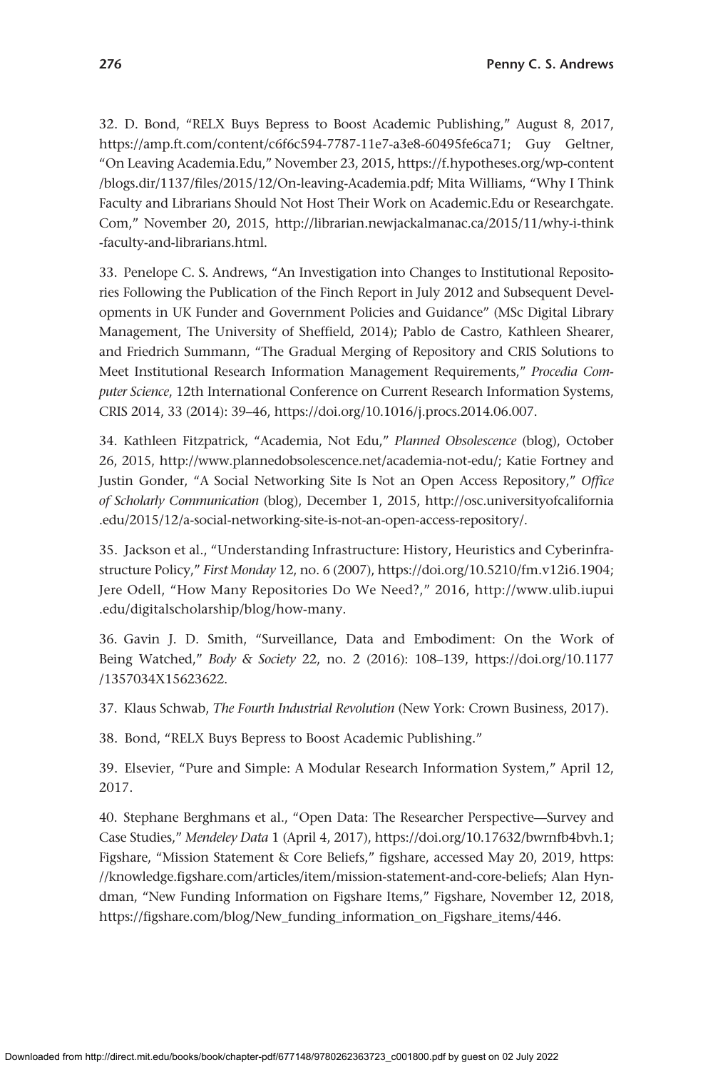32. D. Bond, "RELX Buys Bepress to Boost Academic Publishing," August 8, 2017, https://amp.ft.com/content/c6f6c594-7787-11e7-a3e8-60495fe6ca71; Guy Geltner, "On Leaving Academia.Edu," November 23, 2015, https://f.hypotheses.org/wp-content/blogs.dir/1137/files/2015/12/On-leaving-Academia.pdf; Mita Williams, "Why I Think Faculty and Librarians Should Not Host Their Work on Academic.Edu or Researchgate.Com," November 20, 2015, http://librarian.newjackalmanac.ca/2015/11/why-i-think-faculty-and-librarians.html.

33. Penelope C. S. Andrews, "An Investigation into Changes to Institutional Repositories Following the Publication of the Finch Report in July 2012 and Subsequent Developments in UK Funder and Government Policies and Guidance" (MSc Digital Library Management, The University of Sheffield, 2014); Pablo de Castro, Kathleen Shearer, and Friedrich Summann, "The Gradual Merging of Repository and CRIS Solutions to Meet Institutional Research Information Management Requirements," *Procedia Computer Science*, 12th International Conference on Current Research Information Systems, CRIS 2014, 33 (2014): 39–46, https://doi.org/10.1016/j.procs.2014.06.007.

34. Kathleen Fitzpatrick, "Academia, Not Edu," *Planned Obsolescence* (blog), October 26, 2015, http://www.plannedobsolescence.net/academia-not-edu/; Katie Fortney and Justin Gonder, "A Social Networking Site Is Not an Open Access Repository," *Office of Scholarly Communication* (blog), December 1, 2015, http://osc.universityofcalifornia.edu/2015/12/a-social-networking-site-is-not-an-open-access-repository/.

35. Jackson et al., "Understanding Infrastructure: History, Heuristics and Cyberinfrastructure Policy," *First Monday* 12, no. 6 (2007), https://doi.org/10.5210/fm.v12i6.1904; Jere Odell, "How Many Repositories Do We Need?," 2016, http://www.ulib.iupui.edu/digitalscholarship/blog/how-many.

36. Gavin J. D. Smith, "Surveillance, Data and Embodiment: On the Work of Being Watched," *Body & Society* 22, no. 2 (2016): 108–139, https://doi.org/10.1177/1357034X15623622.

37. Klaus Schwab, *The Fourth Industrial Revolution* (New York: Crown Business, 2017).

38. Bond, "RELX Buys Bepress to Boost Academic Publishing."

39. Elsevier, "Pure and Simple: A Modular Research Information System," April 12, 2017.

40. Stephane Berghmans et al., "Open Data: The Researcher Perspective—Survey and Case Studies," *Mendeley Data* 1 (April 4, 2017), https://doi.org/10.17632/bwrnfb4bvh.1; Figshare, "Mission Statement & Core Beliefs," figshare, accessed May 20, 2019, https://knowledge.figshare.com/articles/item/mission-statement-and-core-beliefs; Alan Hyndman, "New Funding Information on Figshare Items," Figshare, November 12, 2018, https://figshare.com/blog/New_funding_information_on_Figshare_items/446.